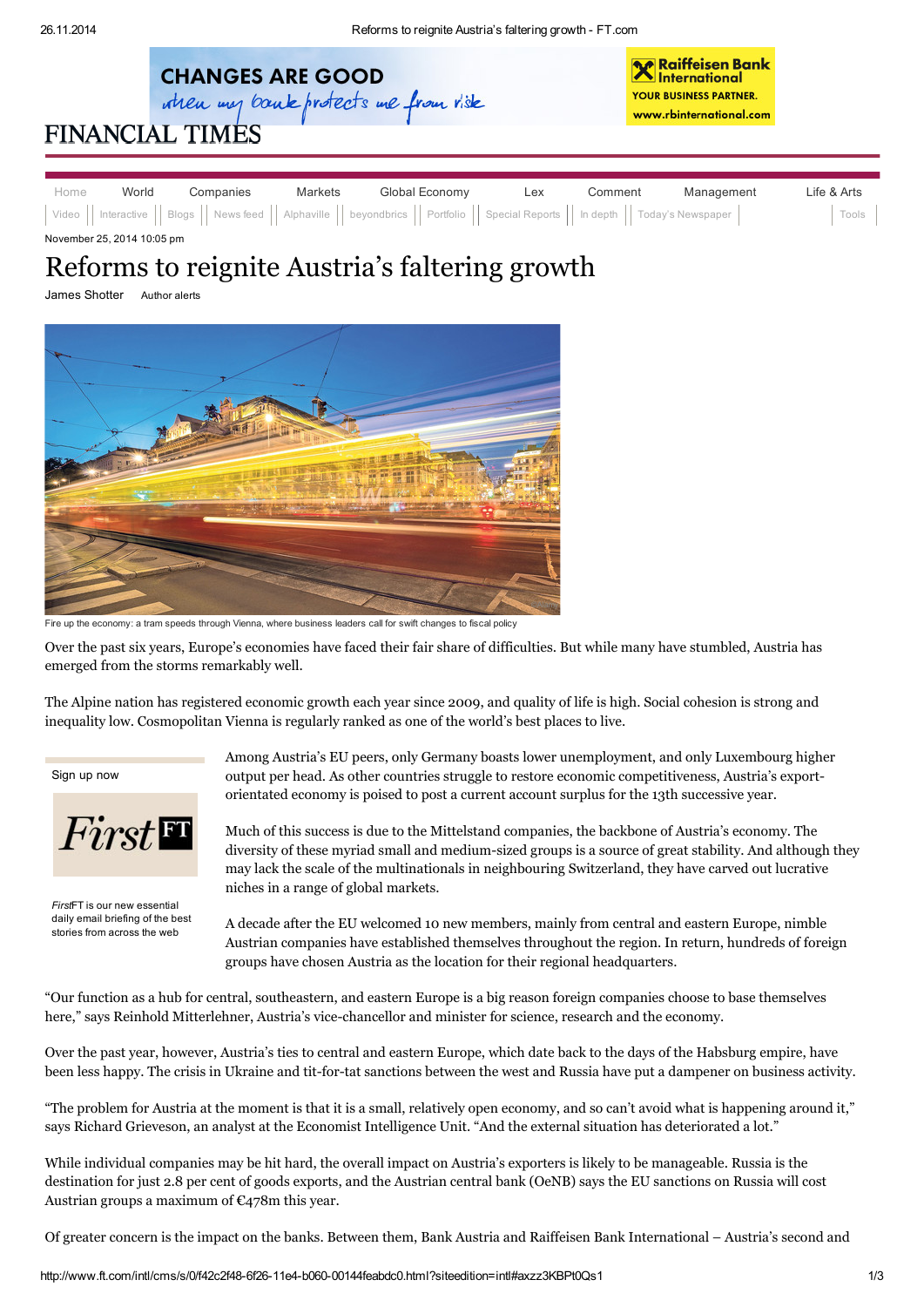November 25, 2014 10:05 pm

# Reforms to reignite Austria's faltering growth

James Shotter

Fire up the economy: a tram speeds through Vienna, where business leaders call for swift changes to fiscal policy

Over the past six years, Europe's economies have faced their fair share of difficulties. But while many have stumbled, Austria has emerged from the storms remarkably well.

The Alpine nation has registered economic growth each year since 2009, and quality of life is high. Social cohesion is strong and inequality low. Cosmopolitan Vienna is regularly ranked as one of the world's best places to live.

Among Austria's EU peers, only Germany boasts lower unemployment, and only Luxembourg higher output per head. As other countries struggle to restore economic competitiveness, Austria's export-orientated economy is poised to post a current account surplus for the 13th successive year.

Much of this success is due to the Mittelstand companies, the backbone of Austria's economy. The diversity of these myriad small and medium-sized groups is a source of great stability. And although they may lack the scale of the multinationals in neighbouring Switzerland, they have carved out lucrative niches in a range of global markets.

A decade after the EU welcomed 10 new members, mainly from central and eastern Europe, nimble Austrian companies have established themselves throughout the region. In return, hundreds of foreign groups have chosen Austria as the location for their regional headquarters.

"Our function as a hub for central, southeastern, and eastern Europe is a big reason foreign companies choose to base themselves here," says Reinhold Mitterlehner, Austria's vice-chancellor and minister for science, research and the economy.

Over the past year, however, Austria's ties to central and eastern Europe, which date back to the days of the Habsburg empire, have been less happy. The crisis in Ukraine and tit-for-tat sanctions between the west and Russia have put a dampener on business activity.

"The problem for Austria at the moment is that it is a small, relatively open economy, and so can't avoid what is happening around it," says Richard Grieveson, an analyst at the Economist Intelligence Unit. "And the external situation has deteriorated a lot."

While individual companies may be hit hard, the overall impact on Austria's exporters is likely to be manageable. Russia is the destination for just 2.8 per cent of goods exports, and the Austrian central bank (OeNB) says the EU sanctions on Russia will cost Austrian groups a maximum of €478m this year.

Of greater concern is the impact on the banks. Between them, Bank Austria and Raiffeisen Bank International – Austria's second and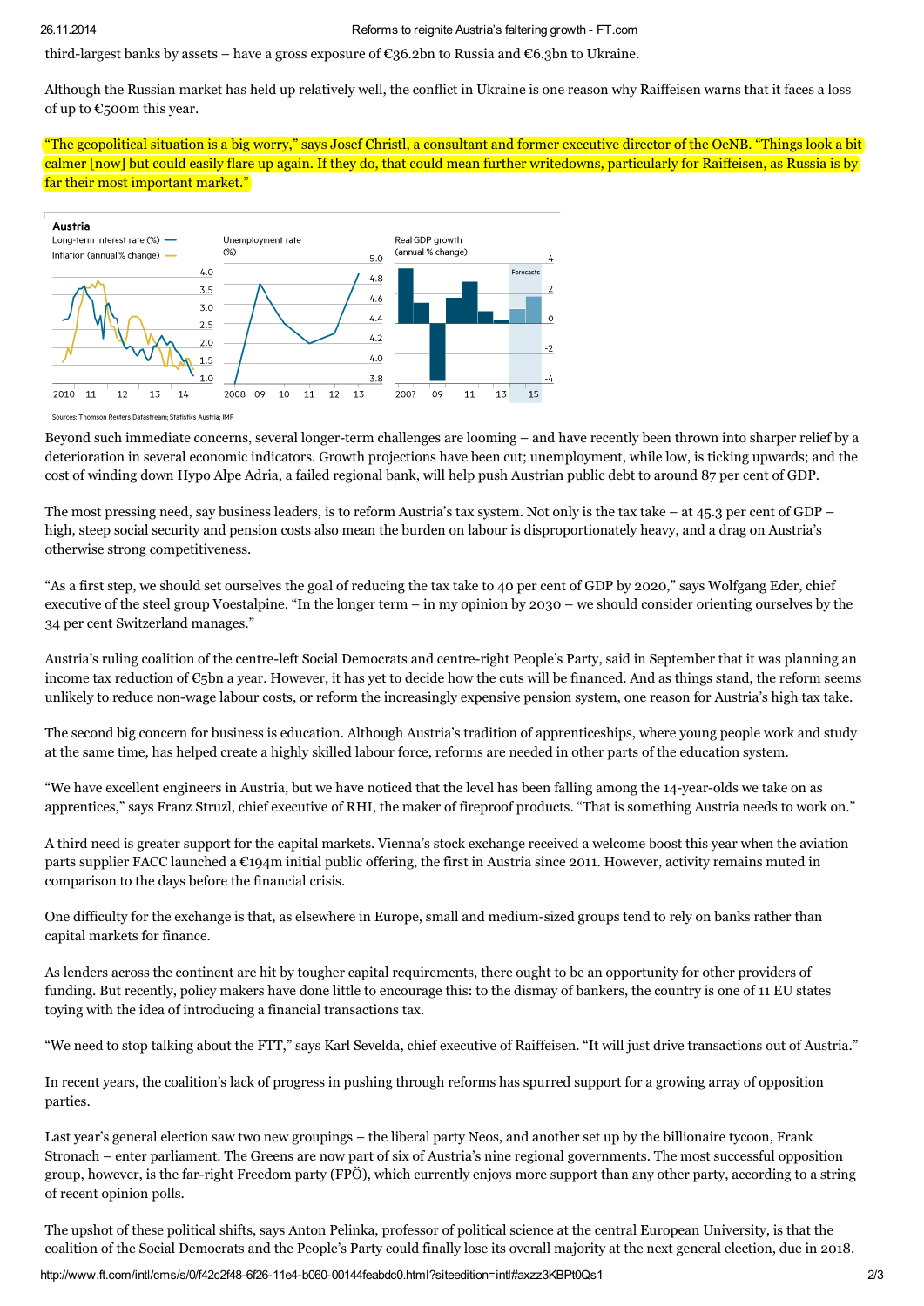third-largest banks by assets – have a gross exposure of €36.2bn to Russia and €6.3bn to Ukraine.

Although the Russian market has held up relatively well, the conflict in Ukraine is one reason why Raiffeisen warns that it faces a loss of up to €500m this year.

"The geopolitical situation is a big worry," says Josef Christl, a consultant and former executive director of the OeNB. "Things look a bit calmer [now] but could easily flare up again. If they do, that could mean further writedowns, particularly for Raiffeisen, as Russia is by far their most important market."

Sources: Thomson Reuters Datastream; Statistics Austria; IMF

Beyond such immediate concerns, several longer-term challenges are looming – and have recently been thrown into sharper relief by a deterioration in several economic indicators. Growth projections have been cut; unemployment, while low, is ticking upwards; and the cost of winding down Hypo Alpe Adria, a failed regional bank, will help push Austrian public debt to around 87 per cent of GDP.

The most pressing need, say business leaders, is to reform Austria's tax system. Not only is the tax take – at 45.3 per cent of GDP – high, steep social security and pension costs also mean the burden on labour is disproportionately heavy, and a drag on Austria's otherwise strong competitiveness.

"As a first step, we should set ourselves the goal of reducing the tax take to 40 per cent of GDP by 2020," says Wolfgang Eder, chief executive of the steel group Voestalpine. "In the longer term – in my opinion by 2030 – we should consider orienting ourselves by the 34 per cent Switzerland manages."

Austria's ruling coalition of the centre-left Social Democrats and centre-right People's Party, said in September that it was planning an income tax reduction of €5bn a year. However, it has yet to decide how the cuts will be financed. And as things stand, the reform seems unlikely to reduce non-wage labour costs, or reform the increasingly expensive pension system, one reason for Austria's high tax take.

The second big concern for business is education. Although Austria's tradition of apprenticeships, where young people work and study at the same time, has helped create a highly skilled labour force, reforms are needed in other parts of the education system.

"We have excellent engineers in Austria, but we have noticed that the level has been falling among the 14-year-olds we take on as apprentices," says Franz Struzl, chief executive of RHI, the maker of fireproof products. "That is something Austria needs to work on."

A third need is greater support for the capital markets. Vienna's stock exchange received a welcome boost this year when the aviation parts supplier FACC launched a €194m initial public offering, the first in Austria since 2011. However, activity remains muted in comparison to the days before the financial crisis.

One difficulty for the exchange is that, as elsewhere in Europe, small and medium-sized groups tend to rely on banks rather than capital markets for finance.

As lenders across the continent are hit by tougher capital requirements, there ought to be an opportunity for other providers of funding. But recently, policy makers have done little to encourage this: to the dismay of bankers, the country is one of 11 EU states toying with the idea of introducing a financial transactions tax.

"We need to stop talking about the FTT," says Karl Sevelda, chief executive of Raiffeisen. "It will just drive transactions out of Austria."

In recent years, the coalition's lack of progress in pushing through reforms has spurred support for a growing array of opposition parties.

Last year's general election saw two new groupings – the liberal party Neos, and another set up by the billionaire tycoon, Frank Stronach – enter parliament. The Greens are now part of six of Austria's nine regional governments. The most successful opposition group, however, is the far-right Freedom party (FPÖ), which currently enjoys more support than any other party, according to a string of recent opinion polls.

The upshot of these political shifts, says Anton Pelinka, professor of political science at the central European University, is that the coalition of the Social Democrats and the People's Party could finally lose its overall majority at the next general election, due in 2018.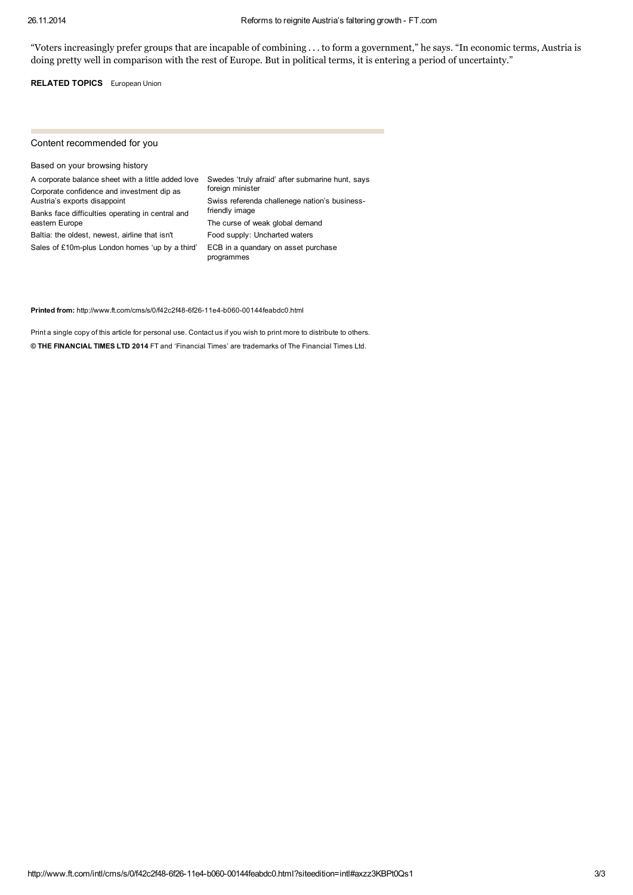"Voters increasingly prefer groups that are incapable of combining . . . to form a government," he says. "In economic terms, Austria is doing pretty well in comparison with the rest of Europe. But in political terms, it is entering a period of uncertainty."

**RELATED TOPICS** European Union

## Content recommended for you

Based on your browsing history

- A corporate balance sheet with a little added love
- Corporate confidence and investment dip as Austria's exports disappoint
- Banks face difficulties operating in central and eastern Europe
- Baltia: the oldest, newest, airline that isn't
- Sales of £10m-plus London homes 'up by a third'
- Swedes 'truly afraid' after submarine hunt, says foreign minister
- Swiss referenda challenege nation's business-friendly image
- The curse of weak global demand
- Food supply: Uncharted waters
- ECB in a quandary on asset purchase programmes

**Printed from:** http://www.ft.com/cms/s/0/f42c2f48-6f26-11e4-b060-00144feabdc0.html

Print a single copy of this article for personal use. Contact us if you wish to print more to distribute to others.

**© THE FINANCIAL TIMES LTD 2014** FT and 'Financial Times' are trademarks of The Financial Times Ltd.